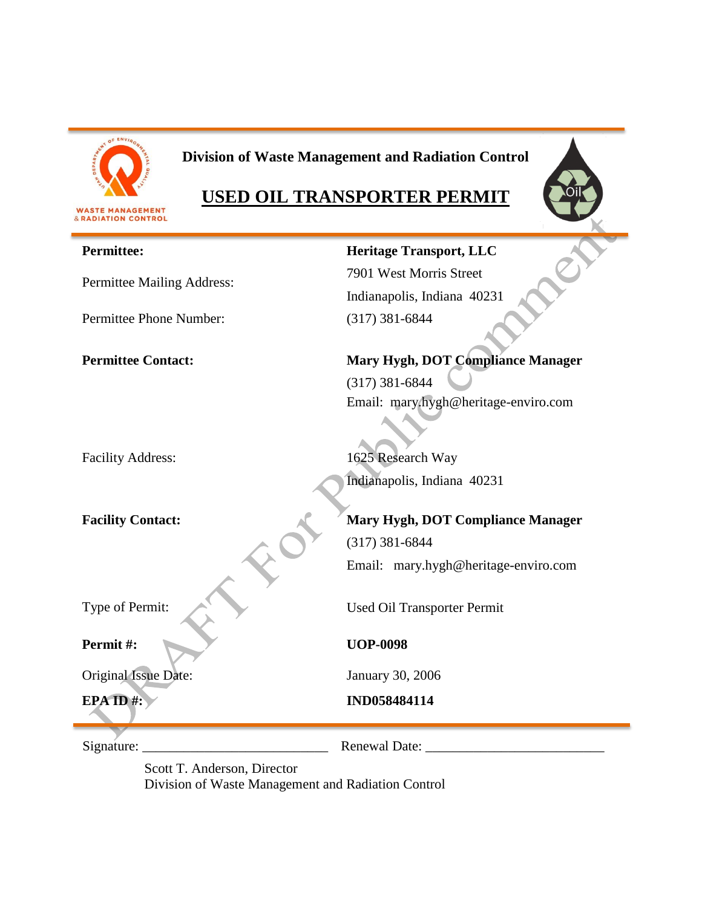**Division of Waste Management and Radiation Control**

# USED OIL TRANSPORTER PERMIT

DRAFT For Public comment

| | |
|---|---|
| **Permittee:** | **Heritage Transport, LLC** |
| Permittee Mailing Address: | 7901 West Morris Street<br>Indianapolis, Indiana 40231 |
| Permittee Phone Number: | (317) 381-6844 |
| **Permittee Contact:** | **Mary Hygh, DOT Compliance Manager**<br>(317) 381-6844<br>Email: mary.hygh@heritage-enviro.com |
| Facility Address: | 1625 Research Way<br>Indianapolis, Indiana 40231 |
| **Facility Contact:** | **Mary Hygh, DOT Compliance Manager**<br>(317) 381-6844<br>Email: mary.hygh@heritage-enviro.com |
| Type of Permit: | Used Oil Transporter Permit |
| **Permit #:** | **UOP-0098** |
| Original Issue Date: | January 30, 2006 |
| **EPA ID #:** | **IND058484114** |

Signature: ___________________________ Renewal Date: __________________________

Scott T. Anderson, Director
Division of Waste Management and Radiation Control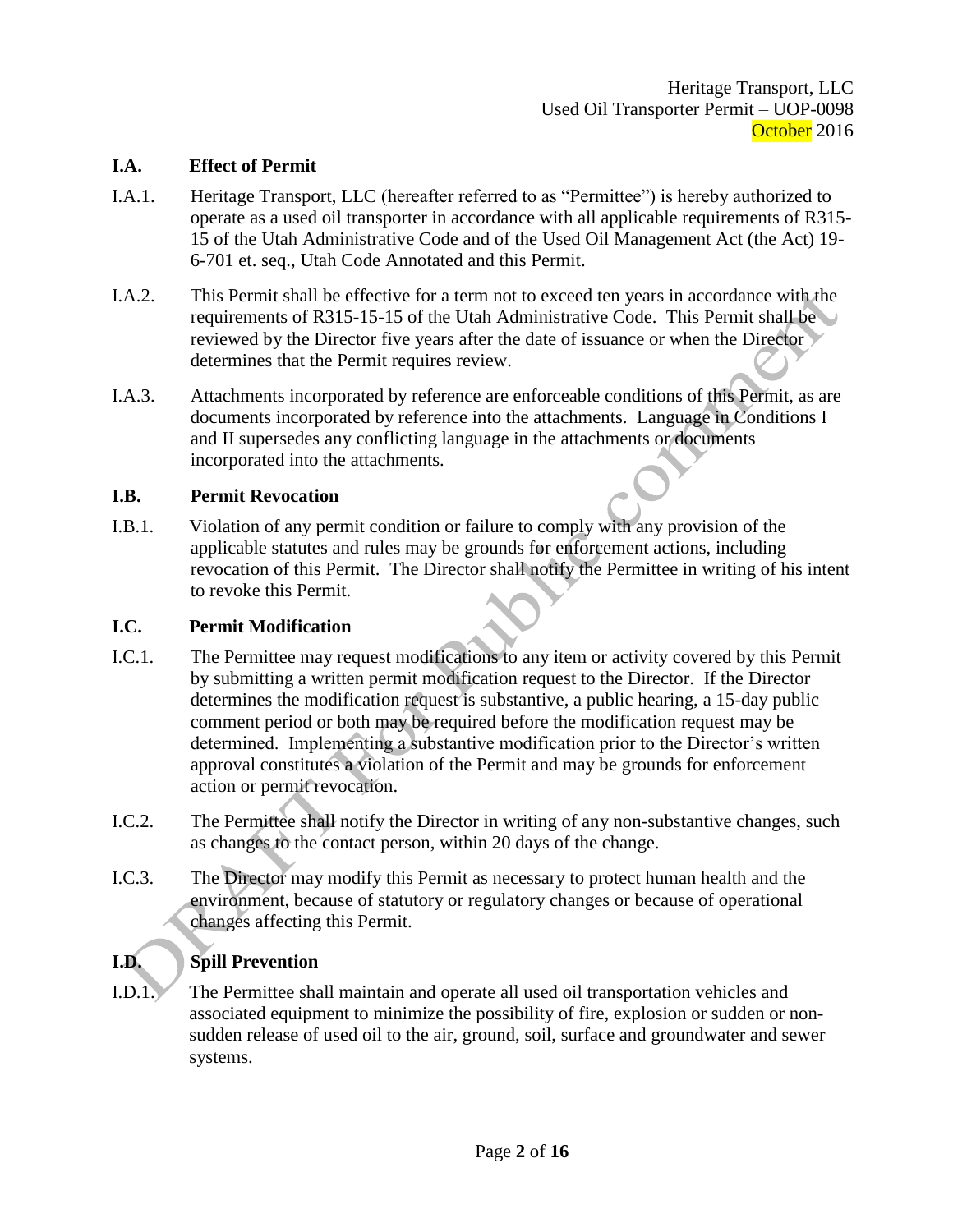### I.A. Effect of Permit

I.A.1. Heritage Transport, LLC (hereafter referred to as "Permittee") is hereby authorized to operate as a used oil transporter in accordance with all applicable requirements of R315-15 of the Utah Administrative Code and of the Used Oil Management Act (the Act) 19-6-701 et. seq., Utah Code Annotated and this Permit.

I.A.2. This Permit shall be effective for a term not to exceed ten years in accordance with the requirements of R315-15-15 of the Utah Administrative Code. This Permit shall be reviewed by the Director five years after the date of issuance or when the Director determines that the Permit requires review.

I.A.3. Attachments incorporated by reference are enforceable conditions of this Permit, as are documents incorporated by reference into the attachments. Language in Conditions I and II supersedes any conflicting language in the attachments or documents incorporated into the attachments.

### I.B. Permit Revocation

I.B.1. Violation of any permit condition or failure to comply with any provision of the applicable statutes and rules may be grounds for enforcement actions, including revocation of this Permit. The Director shall notify the Permittee in writing of his intent to revoke this Permit.

### I.C. Permit Modification

I.C.1. The Permittee may request modifications to any item or activity covered by this Permit by submitting a written permit modification request to the Director. If the Director determines the modification request is substantive, a public hearing, a 15-day public comment period or both may be required before the modification request may be determined. Implementing a substantive modification prior to the Director's written approval constitutes a violation of the Permit and may be grounds for enforcement action or permit revocation.

I.C.2. The Permittee shall notify the Director in writing of any non-substantive changes, such as changes to the contact person, within 20 days of the change.

I.C.3. The Director may modify this Permit as necessary to protect human health and the environment, because of statutory or regulatory changes or because of operational changes affecting this Permit.

### I.D. Spill Prevention

I.D.1. The Permittee shall maintain and operate all used oil transportation vehicles and associated equipment to minimize the possibility of fire, explosion or sudden or non-sudden release of used oil to the air, ground, soil, surface and groundwater and sewer systems.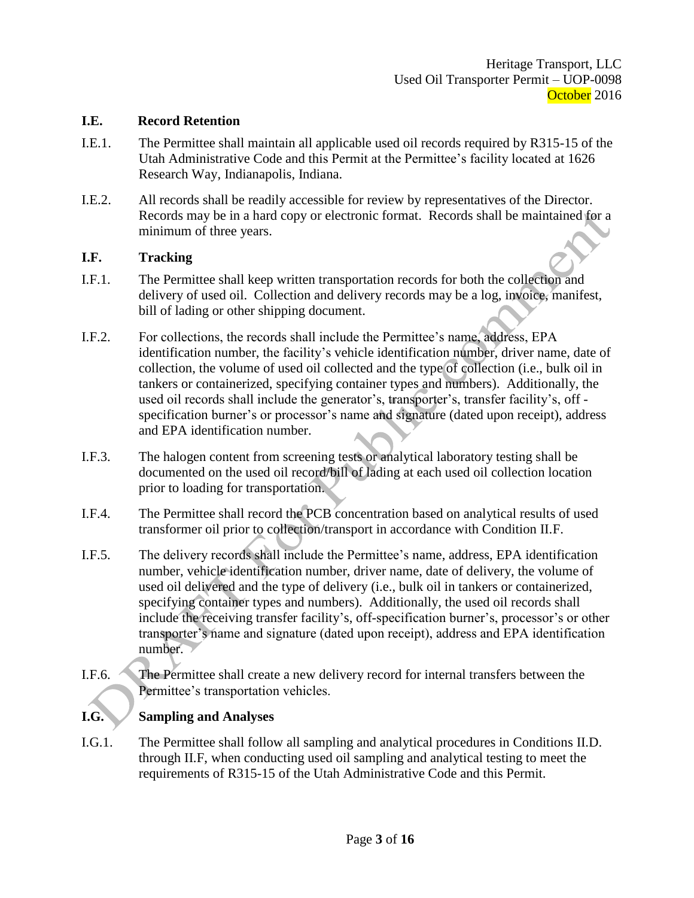## I.E. Record Retention

I.E.1. The Permittee shall maintain all applicable used oil records required by R315-15 of the Utah Administrative Code and this Permit at the Permittee's facility located at 1626 Research Way, Indianapolis, Indiana.

I.E.2. All records shall be readily accessible for review by representatives of the Director. Records may be in a hard copy or electronic format. Records shall be maintained for a minimum of three years.

## I.F. Tracking

I.F.1. The Permittee shall keep written transportation records for both the collection and delivery of used oil. Collection and delivery records may be a log, invoice, manifest, bill of lading or other shipping document.

I.F.2. For collections, the records shall include the Permittee's name, address, EPA identification number, the facility's vehicle identification number, driver name, date of collection, the volume of used oil collected and the type of collection (i.e., bulk oil in tankers or containerized, specifying container types and numbers). Additionally, the used oil records shall include the generator's, transporter's, transfer facility's, off - specification burner's or processor's name and signature (dated upon receipt), address and EPA identification number.

I.F.3. The halogen content from screening tests or analytical laboratory testing shall be documented on the used oil record/bill of lading at each used oil collection location prior to loading for transportation.

I.F.4. The Permittee shall record the PCB concentration based on analytical results of used transformer oil prior to collection/transport in accordance with Condition II.F.

I.F.5. The delivery records shall include the Permittee's name, address, EPA identification number, vehicle identification number, driver name, date of delivery, the volume of used oil delivered and the type of delivery (i.e., bulk oil in tankers or containerized, specifying container types and numbers). Additionally, the used oil records shall include the receiving transfer facility's, off-specification burner's, processor's or other transporter's name and signature (dated upon receipt), address and EPA identification number.

I.F.6. The Permittee shall create a new delivery record for internal transfers between the Permittee's transportation vehicles.

## I.G. Sampling and Analyses

I.G.1. The Permittee shall follow all sampling and analytical procedures in Conditions II.D. through II.F, when conducting used oil sampling and analytical testing to meet the requirements of R315-15 of the Utah Administrative Code and this Permit.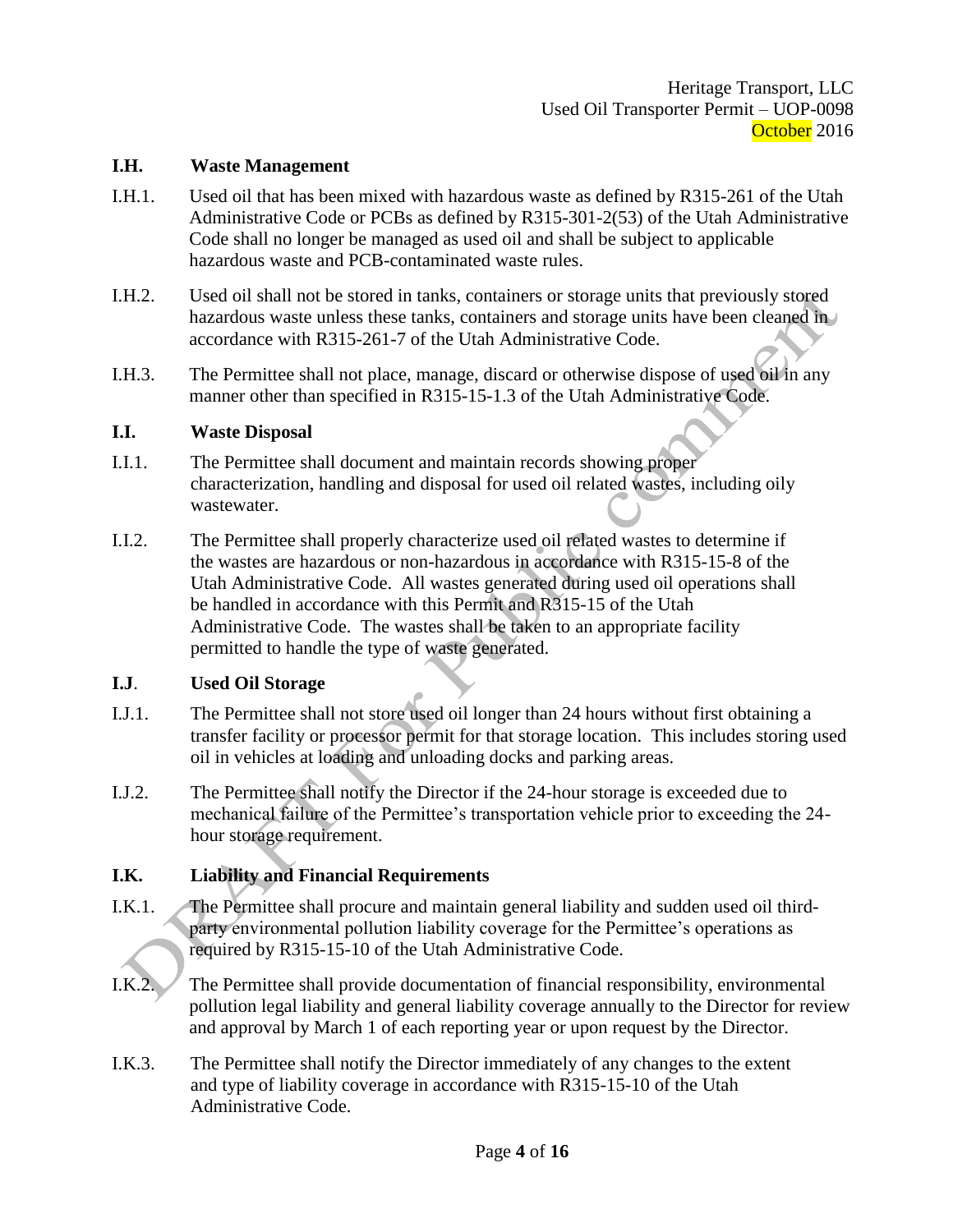### I.H. Waste Management

I.H.1. Used oil that has been mixed with hazardous waste as defined by R315-261 of the Utah Administrative Code or PCBs as defined by R315-301-2(53) of the Utah Administrative Code shall no longer be managed as used oil and shall be subject to applicable hazardous waste and PCB-contaminated waste rules.

I.H.2. Used oil shall not be stored in tanks, containers or storage units that previously stored hazardous waste unless these tanks, containers and storage units have been cleaned in accordance with R315-261-7 of the Utah Administrative Code.

I.H.3. The Permittee shall not place, manage, discard or otherwise dispose of used oil in any manner other than specified in R315-15-1.3 of the Utah Administrative Code.

### I.I. Waste Disposal

I.I.1. The Permittee shall document and maintain records showing proper characterization, handling and disposal for used oil related wastes, including oily wastewater.

I.I.2. The Permittee shall properly characterize used oil related wastes to determine if the wastes are hazardous or non-hazardous in accordance with R315-15-8 of the Utah Administrative Code. All wastes generated during used oil operations shall be handled in accordance with this Permit and R315-15 of the Utah Administrative Code. The wastes shall be taken to an appropriate facility permitted to handle the type of waste generated.

### I.J. Used Oil Storage

I.J.1. The Permittee shall not store used oil longer than 24 hours without first obtaining a transfer facility or processor permit for that storage location. This includes storing used oil in vehicles at loading and unloading docks and parking areas.

I.J.2. The Permittee shall notify the Director if the 24-hour storage is exceeded due to mechanical failure of the Permittee's transportation vehicle prior to exceeding the 24-hour storage requirement.

### I.K. Liability and Financial Requirements

I.K.1. The Permittee shall procure and maintain general liability and sudden used oil third-party environmental pollution liability coverage for the Permittee's operations as required by R315-15-10 of the Utah Administrative Code.

I.K.2. The Permittee shall provide documentation of financial responsibility, environmental pollution legal liability and general liability coverage annually to the Director for review and approval by March 1 of each reporting year or upon request by the Director.

I.K.3. The Permittee shall notify the Director immediately of any changes to the extent and type of liability coverage in accordance with R315-15-10 of the Utah Administrative Code.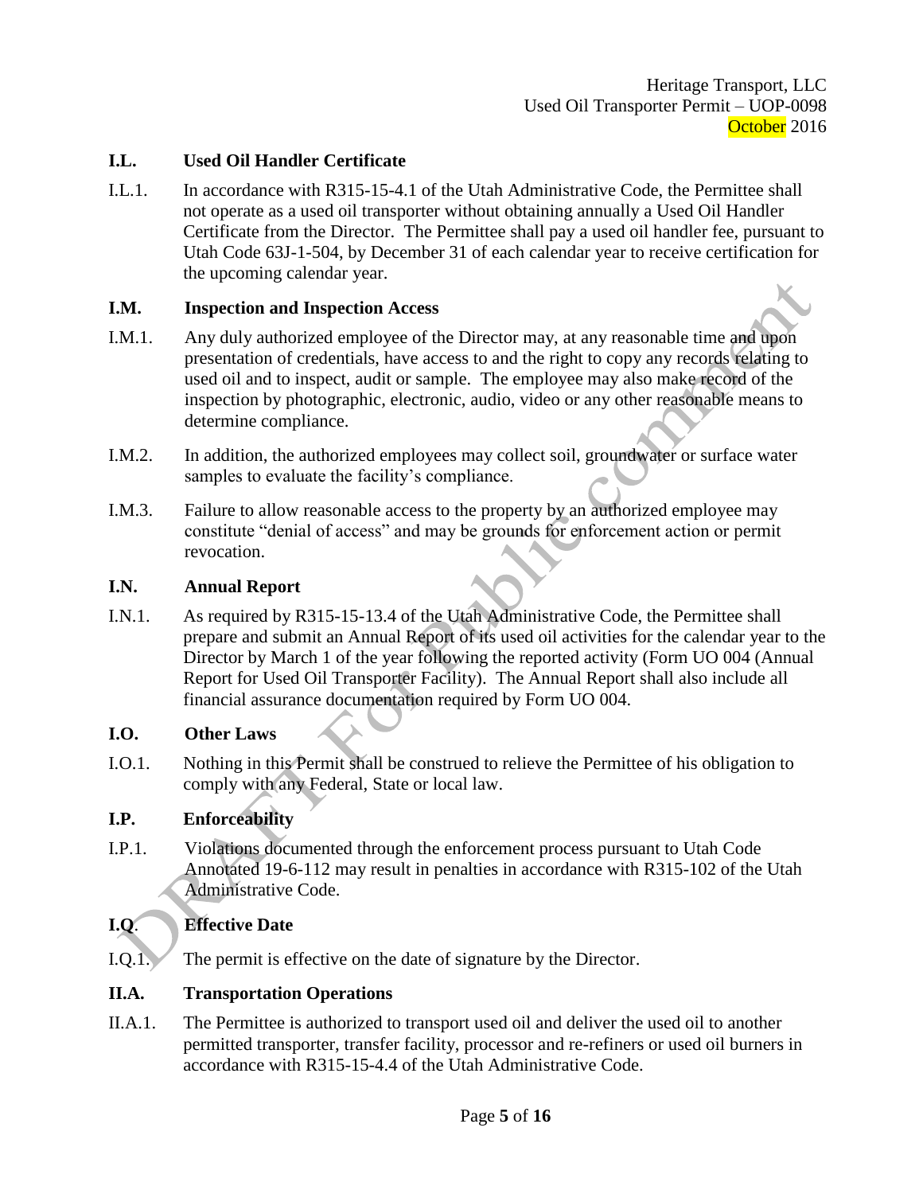### I.L. Used Oil Handler Certificate

I.L.1. In accordance with R315-15-4.1 of the Utah Administrative Code, the Permittee shall not operate as a used oil transporter without obtaining annually a Used Oil Handler Certificate from the Director. The Permittee shall pay a used oil handler fee, pursuant to Utah Code 63J-1-504, by December 31 of each calendar year to receive certification for the upcoming calendar year.

### I.M. Inspection and Inspection Access

I.M.1. Any duly authorized employee of the Director may, at any reasonable time and upon presentation of credentials, have access to and the right to copy any records relating to used oil and to inspect, audit or sample. The employee may also make record of the inspection by photographic, electronic, audio, video or any other reasonable means to determine compliance.

I.M.2. In addition, the authorized employees may collect soil, groundwater or surface water samples to evaluate the facility's compliance.

I.M.3. Failure to allow reasonable access to the property by an authorized employee may constitute "denial of access" and may be grounds for enforcement action or permit revocation.

### I.N. Annual Report

I.N.1. As required by R315-15-13.4 of the Utah Administrative Code, the Permittee shall prepare and submit an Annual Report of its used oil activities for the calendar year to the Director by March 1 of the year following the reported activity (Form UO 004 (Annual Report for Used Oil Transporter Facility). The Annual Report shall also include all financial assurance documentation required by Form UO 004.

### I.O. Other Laws

I.O.1. Nothing in this Permit shall be construed to relieve the Permittee of his obligation to comply with any Federal, State or local law.

### I.P. Enforceability

I.P.1. Violations documented through the enforcement process pursuant to Utah Code Annotated 19-6-112 may result in penalties in accordance with R315-102 of the Utah Administrative Code.

### I.Q. Effective Date

I.Q.1. The permit is effective on the date of signature by the Director.

### II.A. Transportation Operations

II.A.1. The Permittee is authorized to transport used oil and deliver the used oil to another permitted transporter, transfer facility, processor and re-refiners or used oil burners in accordance with R315-15-4.4 of the Utah Administrative Code.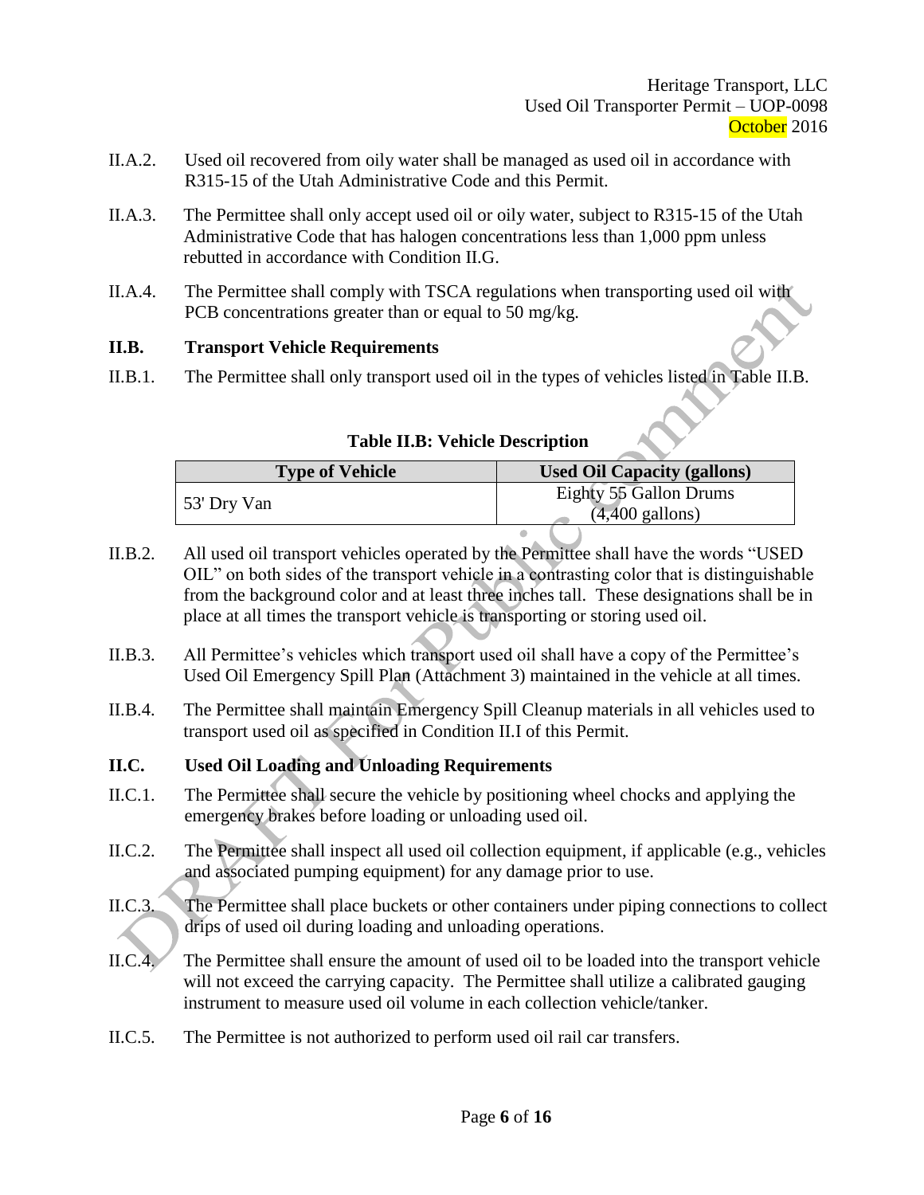II.A.2. Used oil recovered from oily water shall be managed as used oil in accordance with R315-15 of the Utah Administrative Code and this Permit.

II.A.3. The Permittee shall only accept used oil or oily water, subject to R315-15 of the Utah Administrative Code that has halogen concentrations less than 1,000 ppm unless rebutted in accordance with Condition II.G.

II.A.4. The Permittee shall comply with TSCA regulations when transporting used oil with PCB concentrations greater than or equal to 50 mg/kg.

## II.B. Transport Vehicle Requirements

II.B.1. The Permittee shall only transport used oil in the types of vehicles listed in Table II.B.

**Table II.B: Vehicle Description**

| Type of Vehicle | Used Oil Capacity (gallons) |
|---|---|
| 53' Dry Van | Eighty 55 Gallon Drums (4,400 gallons) |

II.B.2. All used oil transport vehicles operated by the Permittee shall have the words "USED OIL" on both sides of the transport vehicle in a contrasting color that is distinguishable from the background color and at least three inches tall. These designations shall be in place at all times the transport vehicle is transporting or storing used oil.

II.B.3. All Permittee's vehicles which transport used oil shall have a copy of the Permittee's Used Oil Emergency Spill Plan (Attachment 3) maintained in the vehicle at all times.

II.B.4. The Permittee shall maintain Emergency Spill Cleanup materials in all vehicles used to transport used oil as specified in Condition II.I of this Permit.

## II.C. Used Oil Loading and Unloading Requirements

II.C.1. The Permittee shall secure the vehicle by positioning wheel chocks and applying the emergency brakes before loading or unloading used oil.

II.C.2. The Permittee shall inspect all used oil collection equipment, if applicable (e.g., vehicles and associated pumping equipment) for any damage prior to use.

II.C.3. The Permittee shall place buckets or other containers under piping connections to collect drips of used oil during loading and unloading operations.

II.C.4. The Permittee shall ensure the amount of used oil to be loaded into the transport vehicle will not exceed the carrying capacity. The Permittee shall utilize a calibrated gauging instrument to measure used oil volume in each collection vehicle/tanker.

II.C.5. The Permittee is not authorized to perform used oil rail car transfers.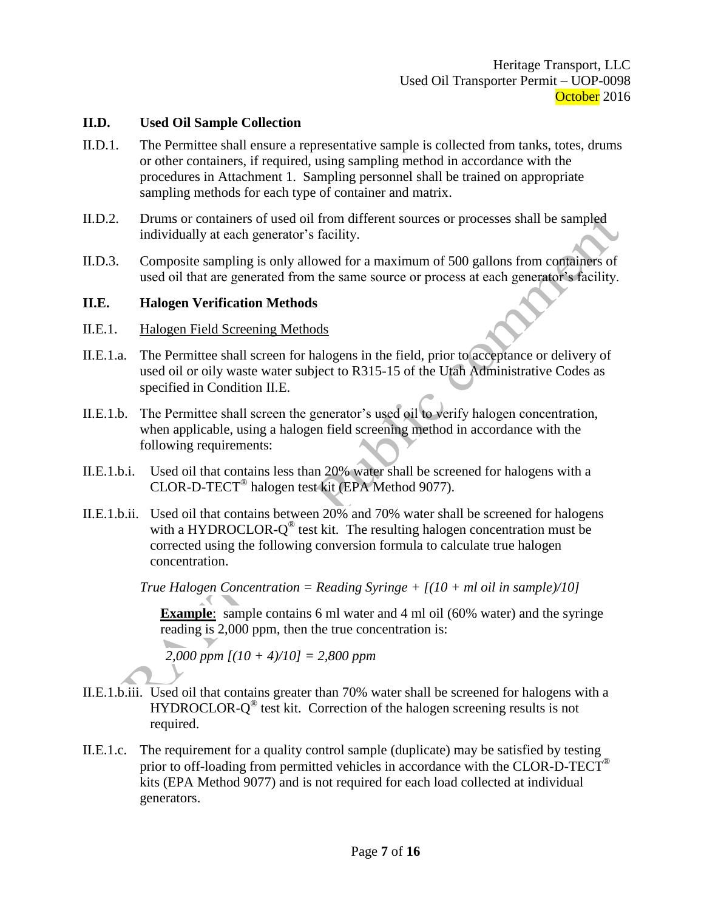### II.D. Used Oil Sample Collection

II.D.1. The Permittee shall ensure a representative sample is collected from tanks, totes, drums or other containers, if required, using sampling method in accordance with the procedures in Attachment 1. Sampling personnel shall be trained on appropriate sampling methods for each type of container and matrix.

II.D.2. Drums or containers of used oil from different sources or processes shall be sampled individually at each generator's facility.

II.D.3. Composite sampling is only allowed for a maximum of 500 gallons from containers of used oil that are generated from the same source or process at each generator's facility.

### II.E. Halogen Verification Methods

II.E.1. Halogen Field Screening Methods

II.E.1.a. The Permittee shall screen for halogens in the field, prior to acceptance or delivery of used oil or oily waste water subject to R315-15 of the Utah Administrative Codes as specified in Condition II.E.

II.E.1.b. The Permittee shall screen the generator's used oil to verify halogen concentration, when applicable, using a halogen field screening method in accordance with the following requirements:

II.E.1.b.i. Used oil that contains less than 20% water shall be screened for halogens with a CLOR-D-TECT® halogen test kit (EPA Method 9077).

II.E.1.b.ii. Used oil that contains between 20% and 70% water shall be screened for halogens with a HYDROCLOR-Q® test kit. The resulting halogen concentration must be corrected using the following conversion formula to calculate true halogen concentration.

*True Halogen Concentration = Reading Syringe + [(10 + ml oil in sample)/10]*

**Example**: sample contains 6 ml water and 4 ml oil (60% water) and the syringe reading is 2,000 ppm, then the true concentration is:

*2,000 ppm [(10 + 4)/10] = 2,800 ppm*

II.E.1.b.iii. Used oil that contains greater than 70% water shall be screened for halogens with a HYDROCLOR-Q® test kit. Correction of the halogen screening results is not required.

II.E.1.c. The requirement for a quality control sample (duplicate) may be satisfied by testing prior to off-loading from permitted vehicles in accordance with the CLOR-D-TECT® kits (EPA Method 9077) and is not required for each load collected at individual generators.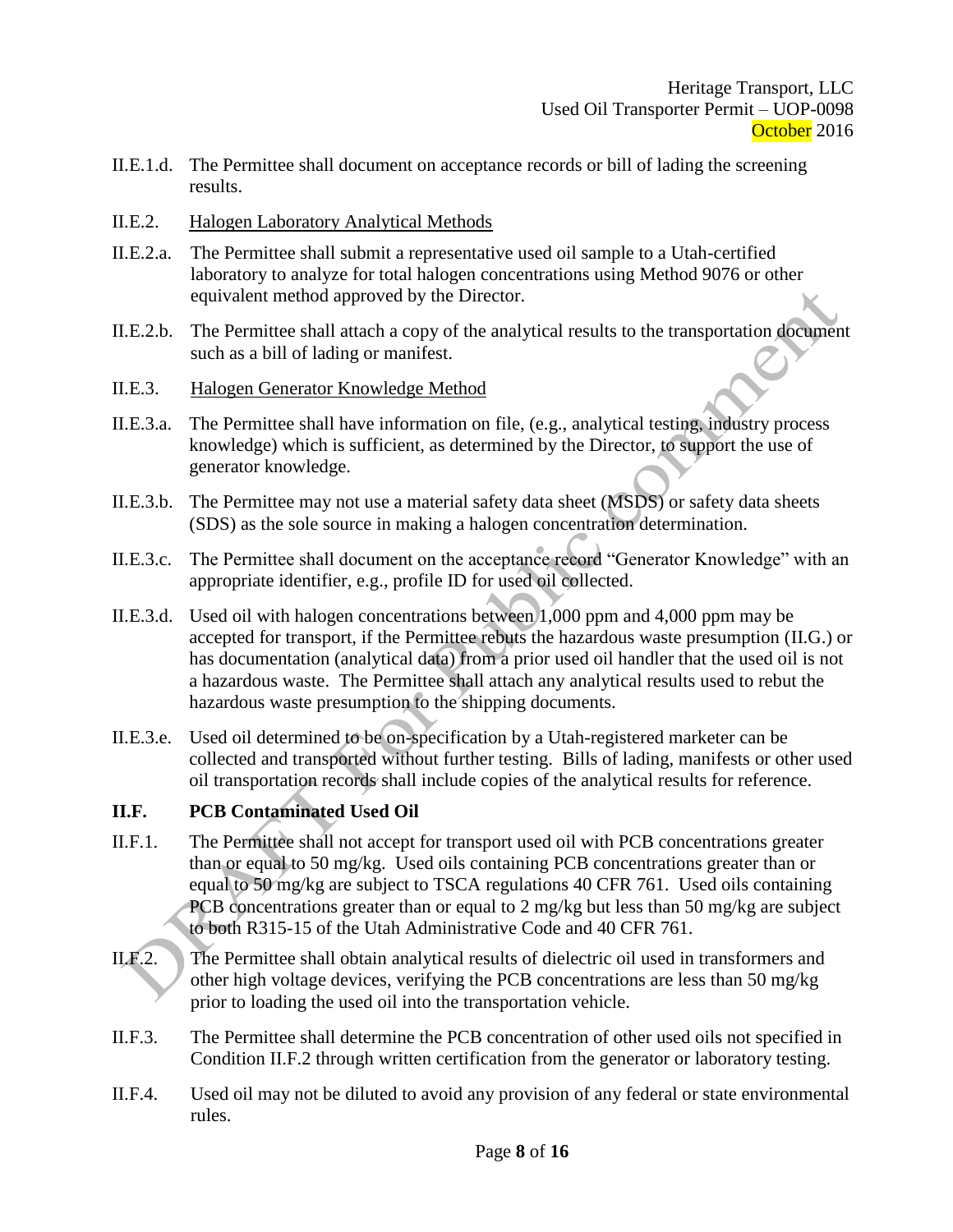II.E.1.d. The Permittee shall document on acceptance records or bill of lading the screening results.

II.E.2. Halogen Laboratory Analytical Methods

II.E.2.a. The Permittee shall submit a representative used oil sample to a Utah-certified laboratory to analyze for total halogen concentrations using Method 9076 or other equivalent method approved by the Director.

II.E.2.b. The Permittee shall attach a copy of the analytical results to the transportation document such as a bill of lading or manifest.

II.E.3. Halogen Generator Knowledge Method

II.E.3.a. The Permittee shall have information on file, (e.g., analytical testing, industry process knowledge) which is sufficient, as determined by the Director, to support the use of generator knowledge.

II.E.3.b. The Permittee may not use a material safety data sheet (MSDS) or safety data sheets (SDS) as the sole source in making a halogen concentration determination.

II.E.3.c. The Permittee shall document on the acceptance record "Generator Knowledge" with an appropriate identifier, e.g., profile ID for used oil collected.

II.E.3.d. Used oil with halogen concentrations between 1,000 ppm and 4,000 ppm may be accepted for transport, if the Permittee rebuts the hazardous waste presumption (II.G.) or has documentation (analytical data) from a prior used oil handler that the used oil is not a hazardous waste. The Permittee shall attach any analytical results used to rebut the hazardous waste presumption to the shipping documents.

II.E.3.e. Used oil determined to be on-specification by a Utah-registered marketer can be collected and transported without further testing. Bills of lading, manifests or other used oil transportation records shall include copies of the analytical results for reference.

## II.F. PCB Contaminated Used Oil

II.F.1. The Permittee shall not accept for transport used oil with PCB concentrations greater than or equal to 50 mg/kg. Used oils containing PCB concentrations greater than or equal to 50 mg/kg are subject to TSCA regulations 40 CFR 761. Used oils containing PCB concentrations greater than or equal to 2 mg/kg but less than 50 mg/kg are subject to both R315-15 of the Utah Administrative Code and 40 CFR 761.

II.F.2. The Permittee shall obtain analytical results of dielectric oil used in transformers and other high voltage devices, verifying the PCB concentrations are less than 50 mg/kg prior to loading the used oil into the transportation vehicle.

II.F.3. The Permittee shall determine the PCB concentration of other used oils not specified in Condition II.F.2 through written certification from the generator or laboratory testing.

II.F.4. Used oil may not be diluted to avoid any provision of any federal or state environmental rules.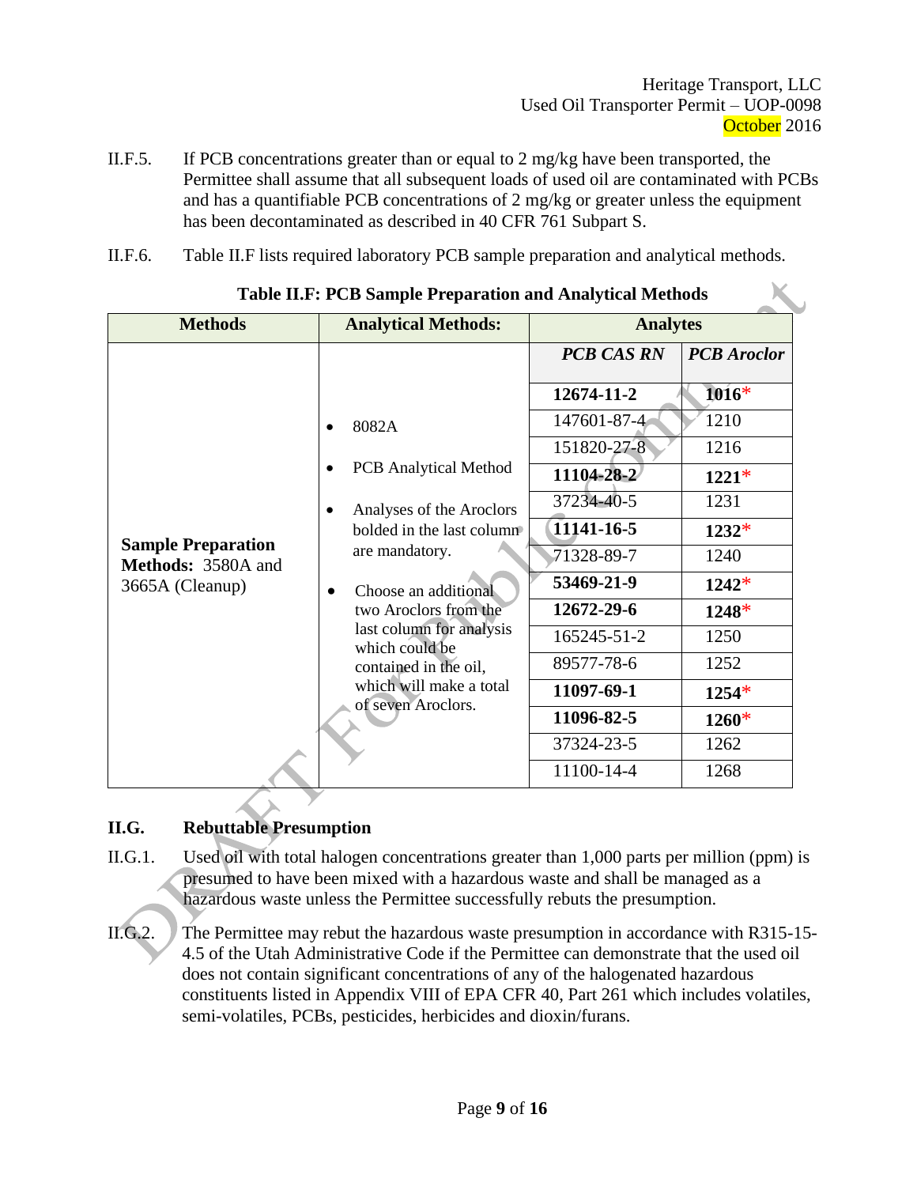II.F.5. If PCB concentrations greater than or equal to 2 mg/kg have been transported, the Permittee shall assume that all subsequent loads of used oil are contaminated with PCBs and has a quantifiable PCB concentrations of 2 mg/kg or greater unless the equipment has been decontaminated as described in 40 CFR 761 Subpart S.

II.F.6. Table II.F lists required laboratory PCB sample preparation and analytical methods.

**Table II.F: PCB Sample Preparation and Analytical Methods**

| Methods | Analytical Methods: | Analytes | |
|---|---|---|---|
| | | ***PCB CAS RN*** | ***PCB Aroclor*** |
| **Sample Preparation Methods:** 3580A and 3665A (Cleanup) | • 8082A<br>• PCB Analytical Method<br>• Analyses of the Aroclors bolded in the last column are mandatory.<br>• Choose an additional two Aroclors from the last column for analysis which could be contained in the oil, which will make a total of seven Aroclors. | **12674-11-2** | **1016*** |
| | | 147601-87-4 | 1210 |
| | | 151820-27-8 | 1216 |
| | | **11104-28-2** | **1221*** |
| | | 37234-40-5 | 1231 |
| | | **11141-16-5** | **1232*** |
| | | 71328-89-7 | 1240 |
| | | **53469-21-9** | **1242*** |
| | | **12672-29-6** | **1248*** |
| | | 165245-51-2 | 1250 |
| | | 89577-78-6 | 1252 |
| | | **11097-69-1** | **1254*** |
| | | **11096-82-5** | **1260*** |
| | | 37324-23-5 | 1262 |
| | | 11100-14-4 | 1268 |

## II.G. Rebuttable Presumption

II.G.1. Used oil with total halogen concentrations greater than 1,000 parts per million (ppm) is presumed to have been mixed with a hazardous waste and shall be managed as a hazardous waste unless the Permittee successfully rebuts the presumption.

II.G.2. The Permittee may rebut the hazardous waste presumption in accordance with R315-15-4.5 of the Utah Administrative Code if the Permittee can demonstrate that the used oil does not contain significant concentrations of any of the halogenated hazardous constituents listed in Appendix VIII of EPA CFR 40, Part 261 which includes volatiles, semi-volatiles, PCBs, pesticides, herbicides and dioxin/furans.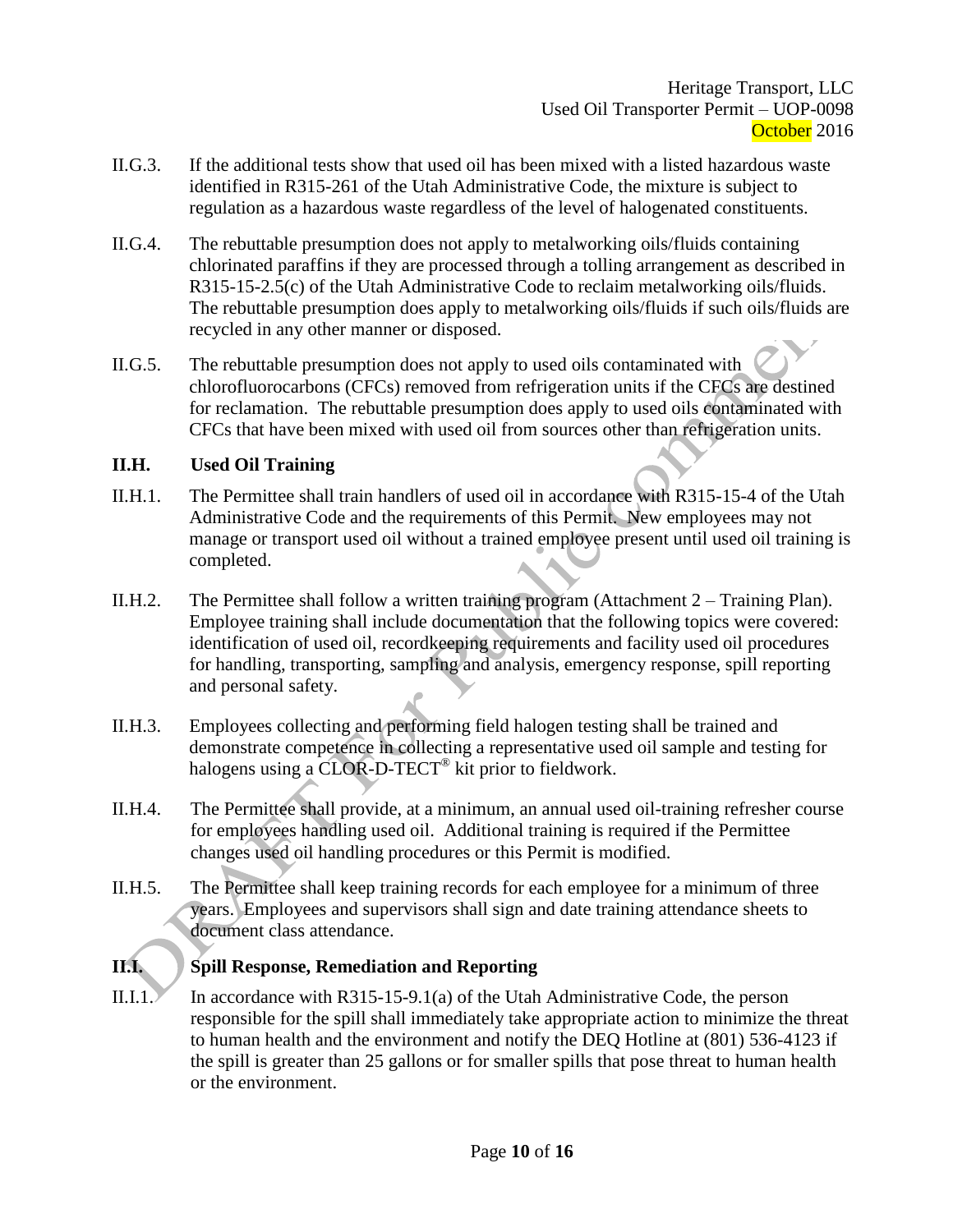II.G.3. If the additional tests show that used oil has been mixed with a listed hazardous waste identified in R315-261 of the Utah Administrative Code, the mixture is subject to regulation as a hazardous waste regardless of the level of halogenated constituents.

II.G.4. The rebuttable presumption does not apply to metalworking oils/fluids containing chlorinated paraffins if they are processed through a tolling arrangement as described in R315-15-2.5(c) of the Utah Administrative Code to reclaim metalworking oils/fluids. The rebuttable presumption does apply to metalworking oils/fluids if such oils/fluids are recycled in any other manner or disposed.

II.G.5. The rebuttable presumption does not apply to used oils contaminated with chlorofluorocarbons (CFCs) removed from refrigeration units if the CFCs are destined for reclamation. The rebuttable presumption does apply to used oils contaminated with CFCs that have been mixed with used oil from sources other than refrigeration units.

## II.H. Used Oil Training

II.H.1. The Permittee shall train handlers of used oil in accordance with R315-15-4 of the Utah Administrative Code and the requirements of this Permit. New employees may not manage or transport used oil without a trained employee present until used oil training is completed.

II.H.2. The Permittee shall follow a written training program (Attachment 2 – Training Plan). Employee training shall include documentation that the following topics were covered: identification of used oil, recordkeeping requirements and facility used oil procedures for handling, transporting, sampling and analysis, emergency response, spill reporting and personal safety.

II.H.3. Employees collecting and performing field halogen testing shall be trained and demonstrate competence in collecting a representative used oil sample and testing for halogens using a CLOR-D-TECT® kit prior to fieldwork.

II.H.4. The Permittee shall provide, at a minimum, an annual used oil-training refresher course for employees handling used oil. Additional training is required if the Permittee changes used oil handling procedures or this Permit is modified.

II.H.5. The Permittee shall keep training records for each employee for a minimum of three years. Employees and supervisors shall sign and date training attendance sheets to document class attendance.

## II.I. Spill Response, Remediation and Reporting

II.I.1. In accordance with R315-15-9.1(a) of the Utah Administrative Code, the person responsible for the spill shall immediately take appropriate action to minimize the threat to human health and the environment and notify the DEQ Hotline at (801) 536-4123 if the spill is greater than 25 gallons or for smaller spills that pose threat to human health or the environment.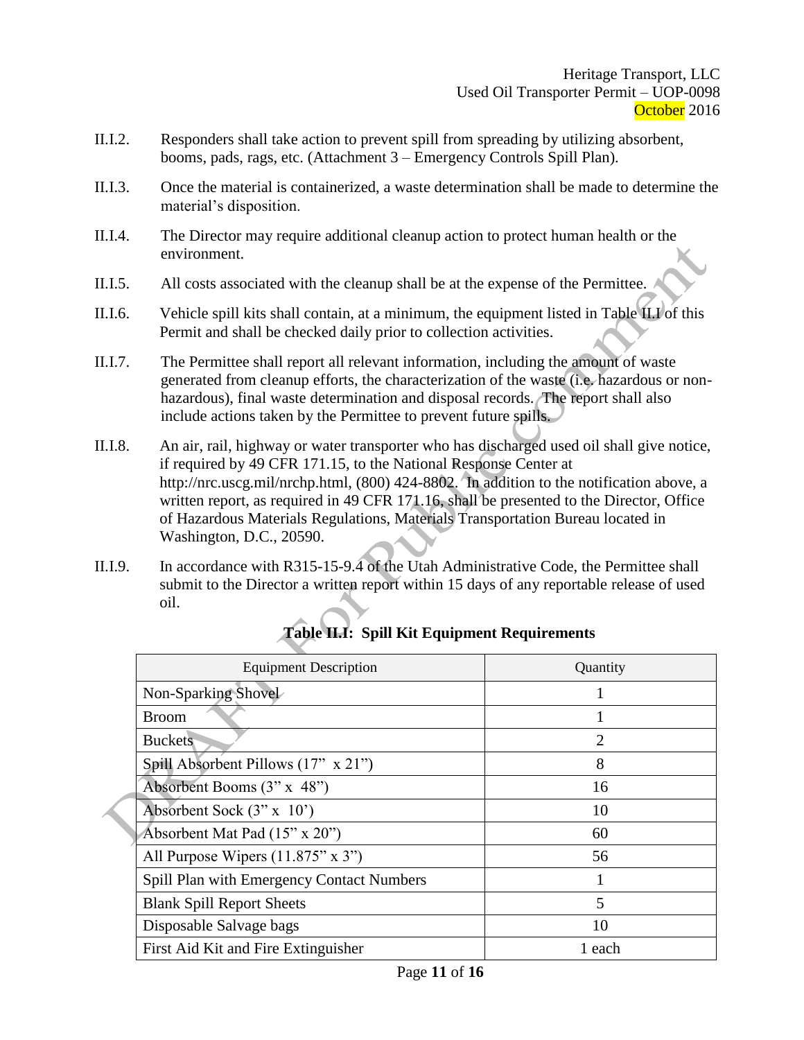II.I.2. Responders shall take action to prevent spill from spreading by utilizing absorbent, booms, pads, rags, etc. (Attachment 3 – Emergency Controls Spill Plan).

II.I.3. Once the material is containerized, a waste determination shall be made to determine the material's disposition.

II.I.4. The Director may require additional cleanup action to protect human health or the environment.

II.I.5. All costs associated with the cleanup shall be at the expense of the Permittee.

II.I.6. Vehicle spill kits shall contain, at a minimum, the equipment listed in Table II.I of this Permit and shall be checked daily prior to collection activities.

II.I.7. The Permittee shall report all relevant information, including the amount of waste generated from cleanup efforts, the characterization of the waste (i.e. hazardous or non-hazardous), final waste determination and disposal records. The report shall also include actions taken by the Permittee to prevent future spills.

II.I.8. An air, rail, highway or water transporter who has discharged used oil shall give notice, if required by 49 CFR 171.15, to the National Response Center at http://nrc.uscg.mil/nrchp.html, (800) 424-8802. In addition to the notification above, a written report, as required in 49 CFR 171.16, shall be presented to the Director, Office of Hazardous Materials Regulations, Materials Transportation Bureau located in Washington, D.C., 20590.

II.I.9. In accordance with R315-15-9.4 of the Utah Administrative Code, the Permittee shall submit to the Director a written report within 15 days of any reportable release of used oil.

**Table II.I: Spill Kit Equipment Requirements**

| Equipment Description | Quantity |
|---|---|
| Non-Sparking Shovel | 1 |
| Broom | 1 |
| Buckets | 2 |
| Spill Absorbent Pillows (17" x 21") | 8 |
| Absorbent Booms (3" x 48") | 16 |
| Absorbent Sock (3" x 10') | 10 |
| Absorbent Mat Pad (15" x 20") | 60 |
| All Purpose Wipers (11.875" x 3") | 56 |
| Spill Plan with Emergency Contact Numbers | 1 |
| Blank Spill Report Sheets | 5 |
| Disposable Salvage bags | 10 |
| First Aid Kit and Fire Extinguisher | 1 each |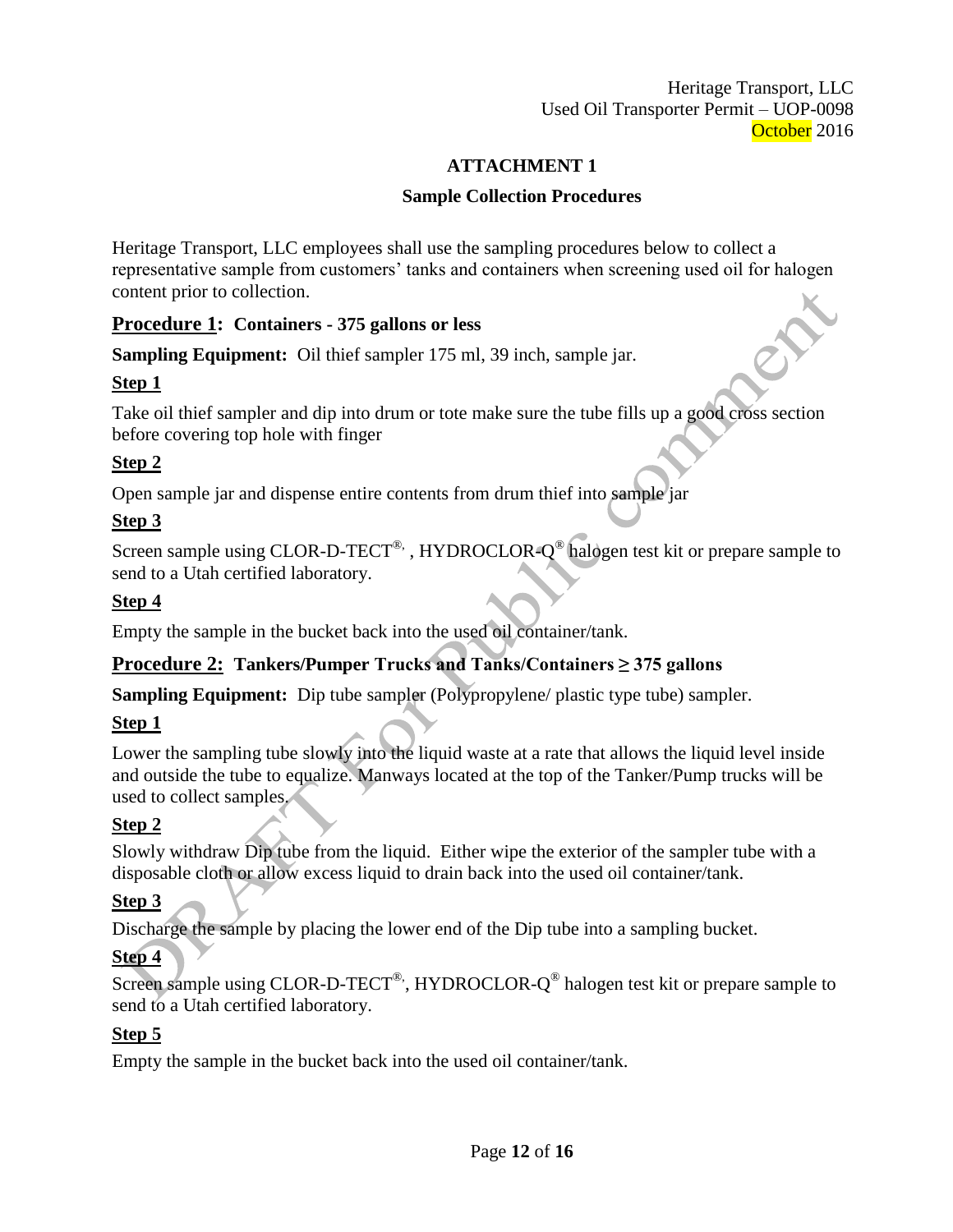## ATTACHMENT 1

### Sample Collection Procedures

Heritage Transport, LLC employees shall use the sampling procedures below to collect a representative sample from customers' tanks and containers when screening used oil for halogen content prior to collection.

## Procedure 1: Containers - 375 gallons or less

**Sampling Equipment:** Oil thief sampler 175 ml, 39 inch, sample jar.

**Step 1**

Take oil thief sampler and dip into drum or tote make sure the tube fills up a good cross section before covering top hole with finger

**Step 2**

Open sample jar and dispense entire contents from drum thief into sample jar

**Step 3**

Screen sample using CLOR-D-TECT®, , HYDROCLOR-Q® halogen test kit or prepare sample to send to a Utah certified laboratory.

**Step 4**

Empty the sample in the bucket back into the used oil container/tank.

## Procedure 2: Tankers/Pumper Trucks and Tanks/Containers ≥ 375 gallons

**Sampling Equipment:** Dip tube sampler (Polypropylene/ plastic type tube) sampler.

**Step 1**

Lower the sampling tube slowly into the liquid waste at a rate that allows the liquid level inside and outside the tube to equalize. Manways located at the top of the Tanker/Pump trucks will be used to collect samples.

**Step 2**

Slowly withdraw Dip tube from the liquid. Either wipe the exterior of the sampler tube with a disposable cloth or allow excess liquid to drain back into the used oil container/tank.

**Step 3**

Discharge the sample by placing the lower end of the Dip tube into a sampling bucket.

**Step 4**

Screen sample using CLOR-D-TECT®, HYDROCLOR-Q® halogen test kit or prepare sample to send to a Utah certified laboratory.

**Step 5**

Empty the sample in the bucket back into the used oil container/tank.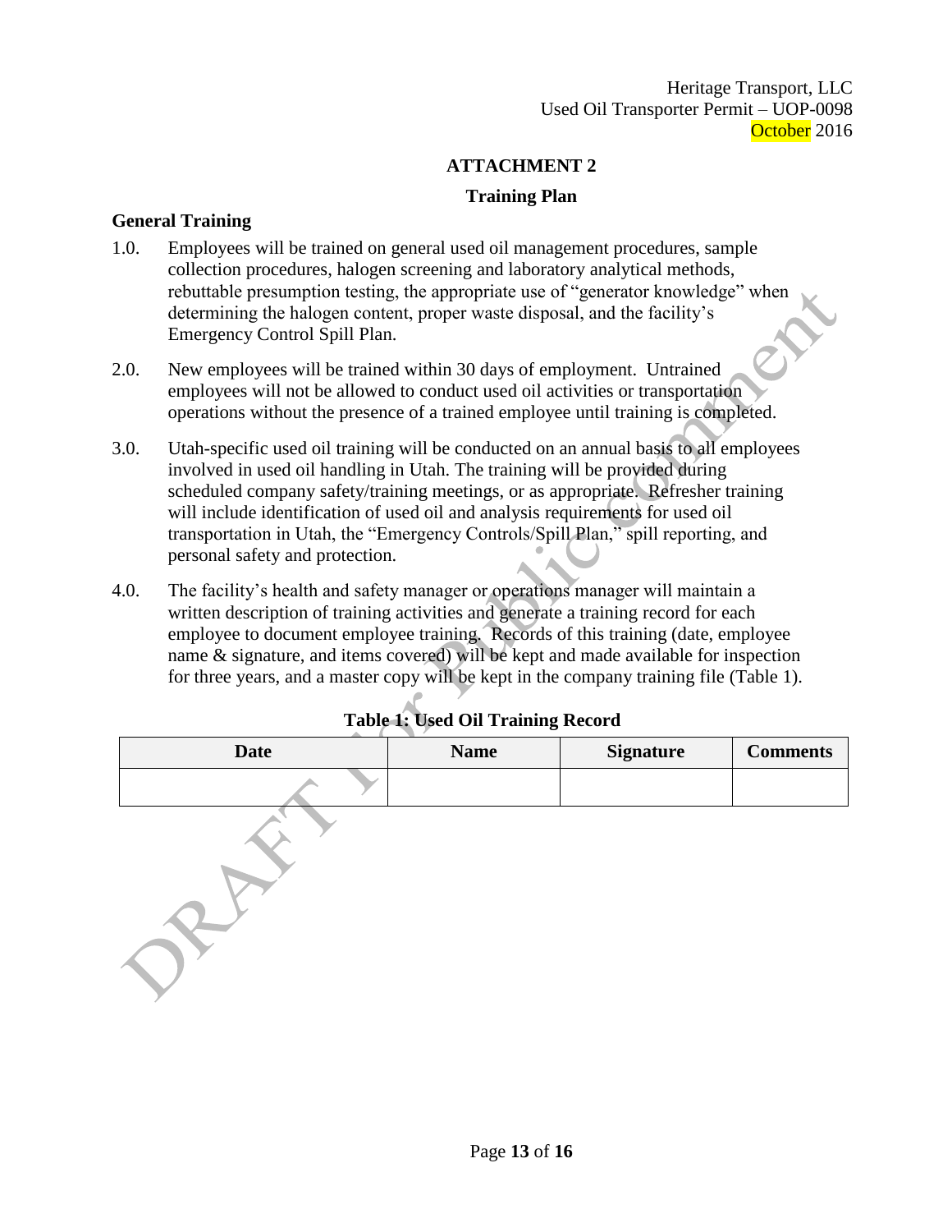# ATTACHMENT 2

## Training Plan

### General Training

1.0. Employees will be trained on general used oil management procedures, sample collection procedures, halogen screening and laboratory analytical methods, rebuttable presumption testing, the appropriate use of "generator knowledge" when determining the halogen content, proper waste disposal, and the facility's Emergency Control Spill Plan.

2.0. New employees will be trained within 30 days of employment. Untrained employees will not be allowed to conduct used oil activities or transportation operations without the presence of a trained employee until training is completed.

3.0. Utah-specific used oil training will be conducted on an annual basis to all employees involved in used oil handling in Utah. The training will be provided during scheduled company safety/training meetings, or as appropriate. Refresher training will include identification of used oil and analysis requirements for used oil transportation in Utah, the "Emergency Controls/Spill Plan," spill reporting, and personal safety and protection.

4.0. The facility's health and safety manager or operations manager will maintain a written description of training activities and generate a training record for each employee to document employee training. Records of this training (date, employee name & signature, and items covered) will be kept and made available for inspection for three years, and a master copy will be kept in the company training file (Table 1).

**Table 1: Used Oil Training Record**

| Date | Name | Signature | Comments |
|---|---|---|---|
| | | | |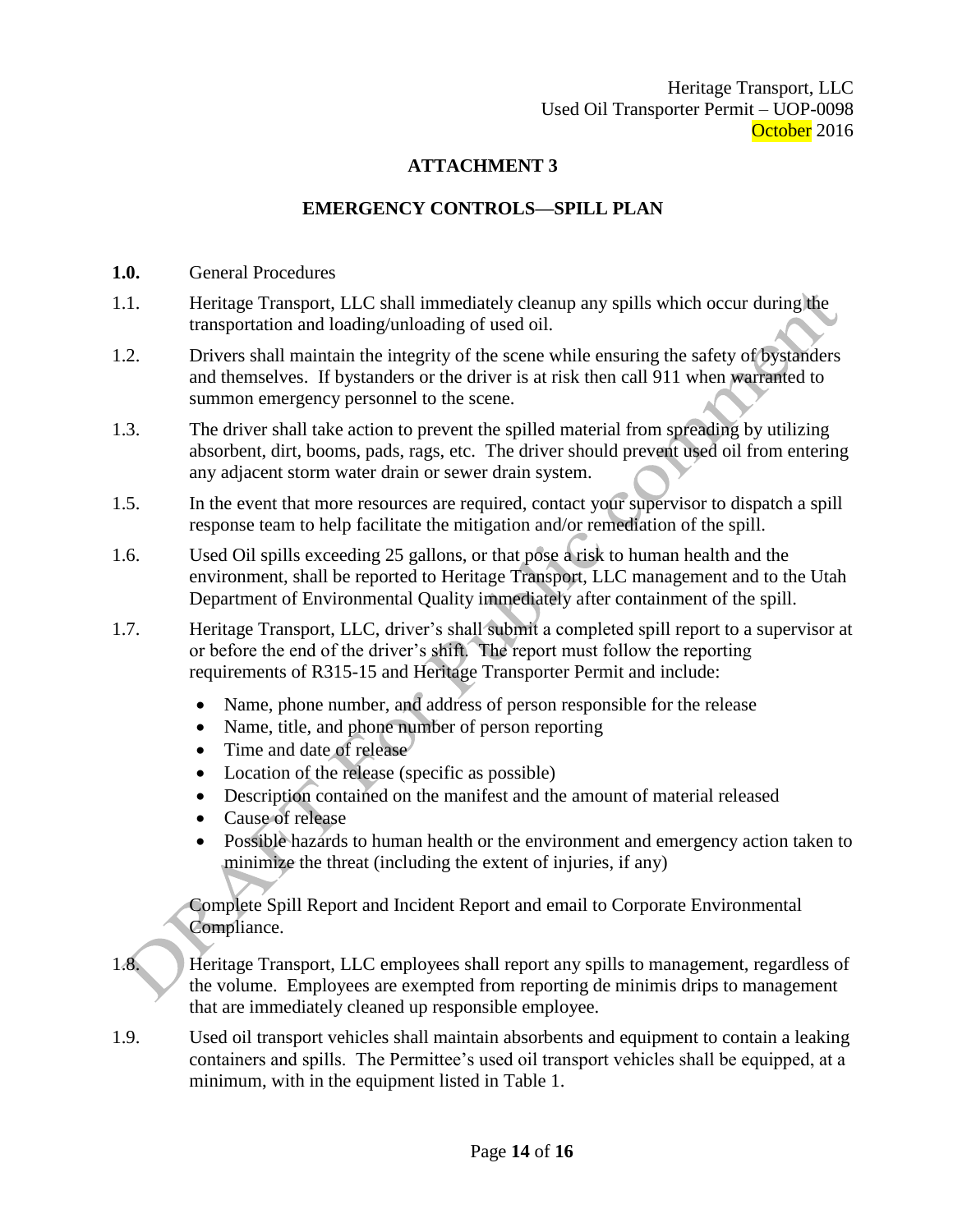Heritage Transport, LLC
Used Oil Transporter Permit – UOP-0098
October 2016

## ATTACHMENT 3

## EMERGENCY CONTROLS—SPILL PLAN

**1.0.** General Procedures

1.1. Heritage Transport, LLC shall immediately cleanup any spills which occur during the transportation and loading/unloading of used oil.

1.2. Drivers shall maintain the integrity of the scene while ensuring the safety of bystanders and themselves. If bystanders or the driver is at risk then call 911 when warranted to summon emergency personnel to the scene.

1.3. The driver shall take action to prevent the spilled material from spreading by utilizing absorbent, dirt, booms, pads, rags, etc. The driver should prevent used oil from entering any adjacent storm water drain or sewer drain system.

1.5. In the event that more resources are required, contact your supervisor to dispatch a spill response team to help facilitate the mitigation and/or remediation of the spill.

1.6. Used Oil spills exceeding 25 gallons, or that pose a risk to human health and the environment, shall be reported to Heritage Transport, LLC management and to the Utah Department of Environmental Quality immediately after containment of the spill.

1.7. Heritage Transport, LLC, driver's shall submit a completed spill report to a supervisor at or before the end of the driver's shift. The report must follow the reporting requirements of R315-15 and Heritage Transporter Permit and include:

- Name, phone number, and address of person responsible for the release
- Name, title, and phone number of person reporting
- Time and date of release
- Location of the release (specific as possible)
- Description contained on the manifest and the amount of material released
- Cause of release
- Possible hazards to human health or the environment and emergency action taken to minimize the threat (including the extent of injuries, if any)

Complete Spill Report and Incident Report and email to Corporate Environmental Compliance.

1.8. Heritage Transport, LLC employees shall report any spills to management, regardless of the volume. Employees are exempted from reporting de minimis drips to management that are immediately cleaned up responsible employee.

1.9. Used oil transport vehicles shall maintain absorbents and equipment to contain a leaking containers and spills. The Permittee's used oil transport vehicles shall be equipped, at a minimum, with in the equipment listed in Table 1.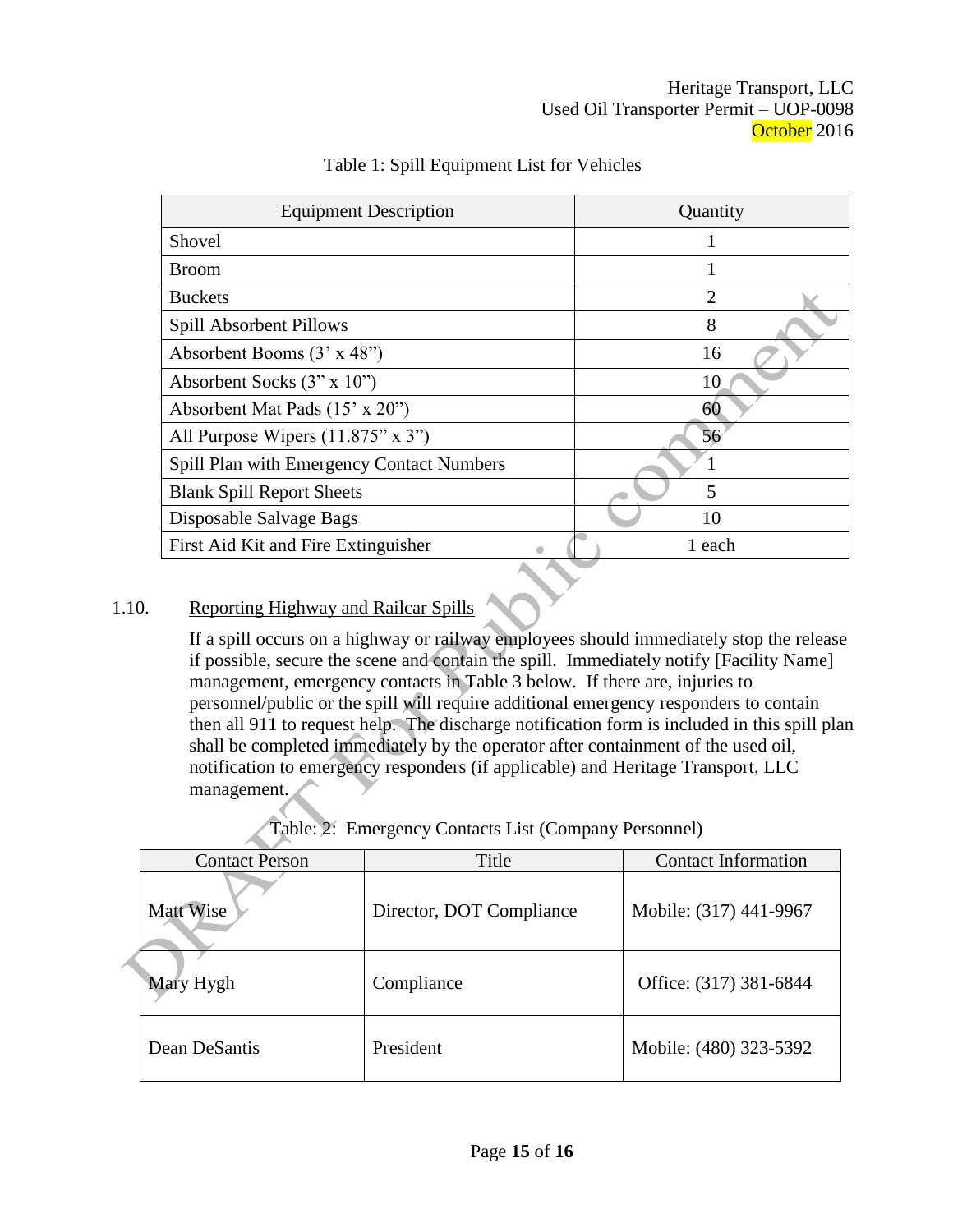Table 1: Spill Equipment List for Vehicles

| Equipment Description | Quantity |
|---|---|
| Shovel | 1 |
| Broom | 1 |
| Buckets | 2 |
| Spill Absorbent Pillows | 8 |
| Absorbent Booms (3' x 48") | 16 |
| Absorbent Socks (3" x 10") | 10 |
| Absorbent Mat Pads (15' x 20") | 60 |
| All Purpose Wipers (11.875" x 3") | 56 |
| Spill Plan with Emergency Contact Numbers | 1 |
| Blank Spill Report Sheets | 5 |
| Disposable Salvage Bags | 10 |
| First Aid Kit and Fire Extinguisher | 1 each |

## 1.10. Reporting Highway and Railcar Spills

If a spill occurs on a highway or railway employees should immediately stop the release if possible, secure the scene and contain the spill. Immediately notify [Facility Name] management, emergency contacts in Table 3 below. If there are, injuries to personnel/public or the spill will require additional emergency responders to contain then all 911 to request help. The discharge notification form is included in this spill plan shall be completed immediately by the operator after containment of the used oil, notification to emergency responders (if applicable) and Heritage Transport, LLC management.

Table: 2: Emergency Contacts List (Company Personnel)

| Contact Person | Title | Contact Information |
|---|---|---|
| Matt Wise | Director, DOT Compliance | Mobile: (317) 441-9967 |
| Mary Hygh | Compliance | Office: (317) 381-6844 |
| Dean DeSantis | President | Mobile: (480) 323-5392 |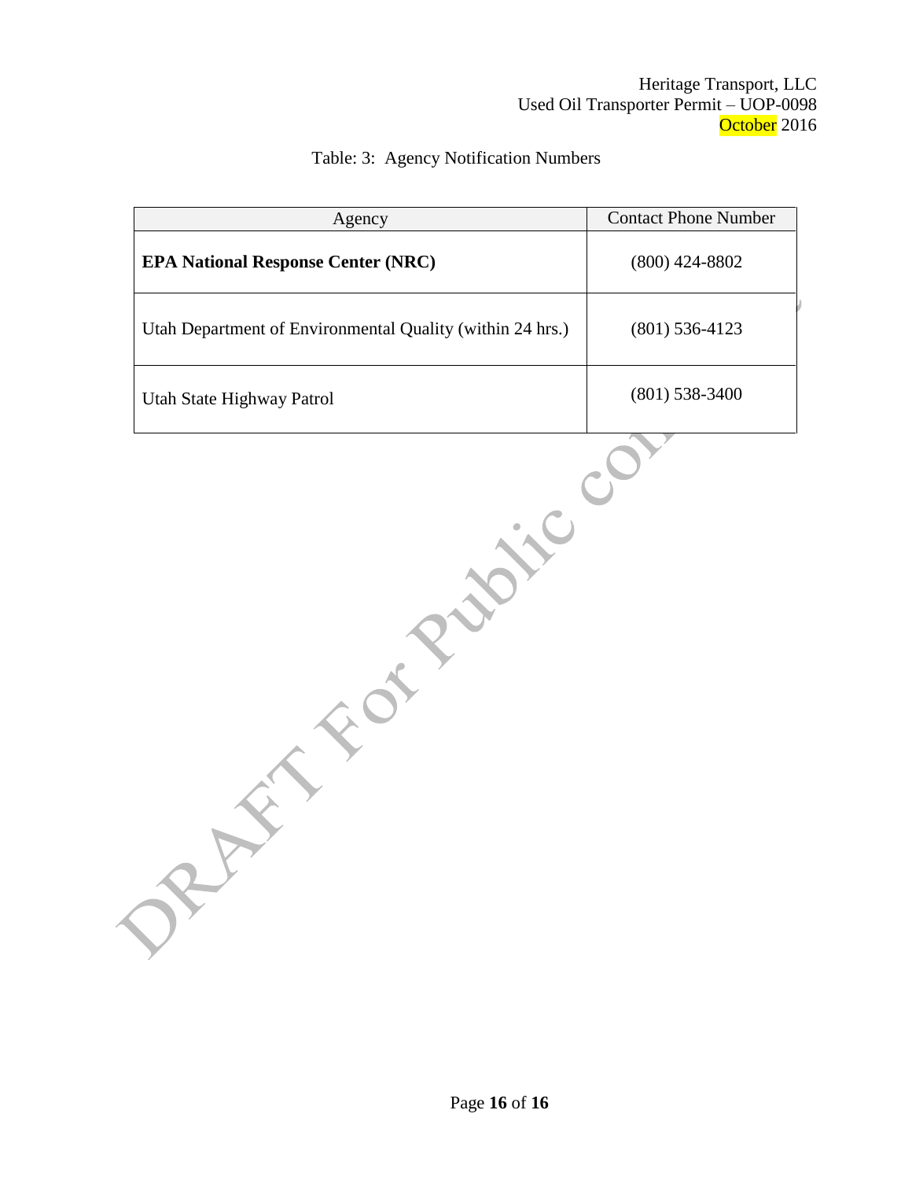Table: 3: Agency Notification Numbers

| Agency | Contact Phone Number |
|---|---|
| **EPA National Response Center (NRC)** | (800) 424-8802 |
| Utah Department of Environmental Quality (within 24 hrs.) | (801) 536-4123 |
| Utah State Highway Patrol | (801) 538-3400 |